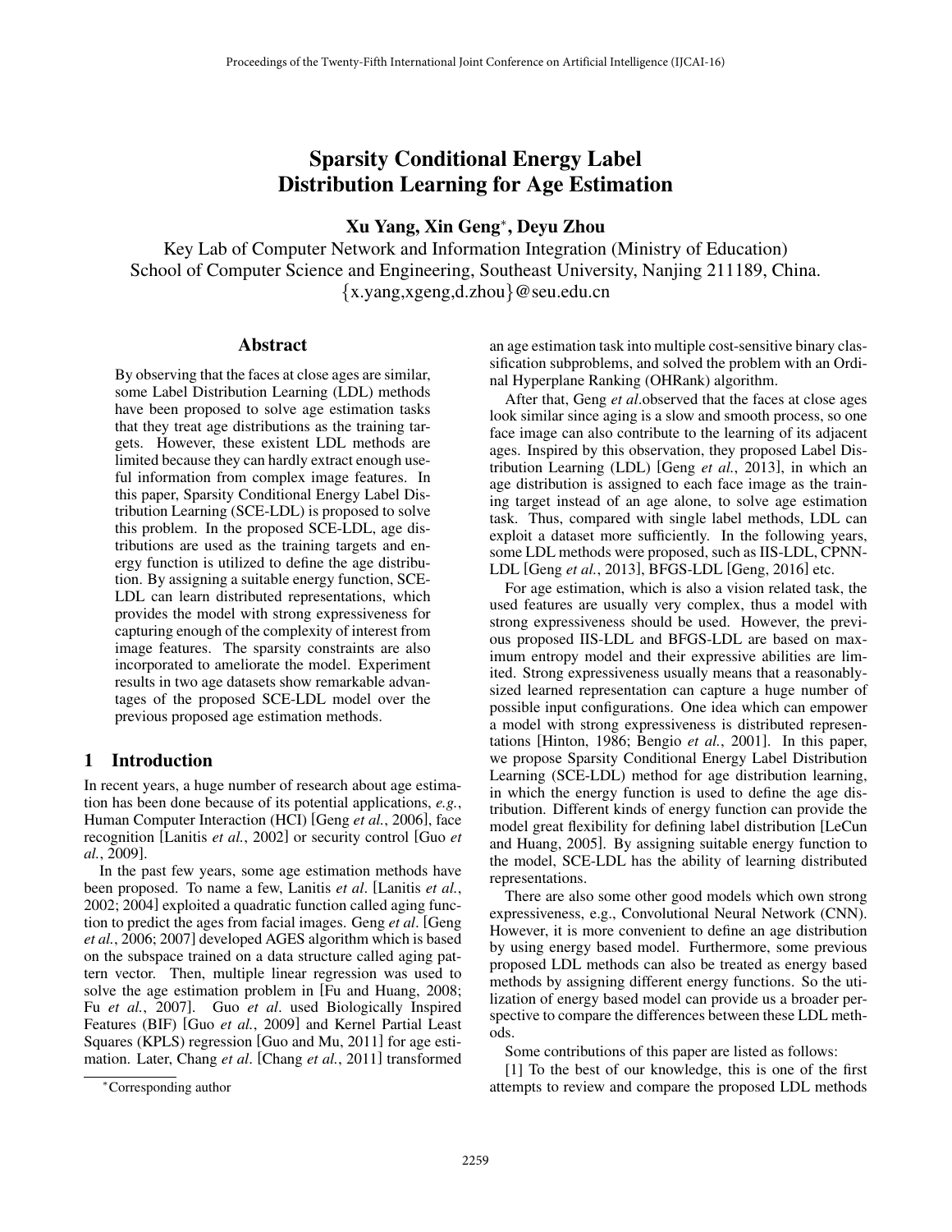# Sparsity Conditional Energy Label Distribution Learning for Age Estimation

**Xu Yang, Xin Geng*, Deyu Zhou**

Key Lab of Computer Network and Information Integration (Ministry of Education)
School of Computer Science and Engineering, Southeast University, Nanjing 211189, China.
{x.yang,xgeng,d.zhou}@seu.edu.cn

## Abstract

By observing that the faces at close ages are similar, some Label Distribution Learning (LDL) methods have been proposed to solve age estimation tasks that they treat age distributions as the training targets. However, these existent LDL methods are limited because they can hardly extract enough useful information from complex image features. In this paper, Sparsity Conditional Energy Label Distribution Learning (SCE-LDL) is proposed to solve this problem. In the proposed SCE-LDL, age distributions are used as the training targets and energy function is utilized to define the age distribution. By assigning a suitable energy function, SCE-LDL can learn distributed representations, which provides the model with strong expressiveness for capturing enough of the complexity of interest from image features. The sparsity constraints are also incorporated to ameliorate the model. Experiment results in two age datasets show remarkable advantages of the proposed SCE-LDL model over the previous proposed age estimation methods.

## 1 Introduction

In recent years, a huge number of research about age estimation has been done because of its potential applications, *e.g.*, Human Computer Interaction (HCI) [Geng *et al.*, 2006], face recognition [Lanitis *et al.*, 2002] or security control [Guo *et al.*, 2009].

In the past few years, some age estimation methods have been proposed. To name a few, Lanitis *et al*. [Lanitis *et al.*, 2002; 2004] exploited a quadratic function called aging function to predict the ages from facial images. Geng *et al*. [Geng *et al.*, 2006; 2007] developed AGES algorithm which is based on the subspace trained on a data structure called aging pattern vector. Then, multiple linear regression was used to solve the age estimation problem in [Fu and Huang, 2008; Fu *et al.*, 2007]. Guo *et al*. used Biologically Inspired Features (BIF) [Guo *et al.*, 2009] and Kernel Partial Least Squares (KPLS) regression [Guo and Mu, 2011] for age estimation. Later, Chang *et al*. [Chang *et al.*, 2011] transformed an age estimation task into multiple cost-sensitive binary classification subproblems, and solved the problem with an Ordinal Hyperplane Ranking (OHRank) algorithm.

After that, Geng *et al*.observed that the faces at close ages look similar since aging is a slow and smooth process, so one face image can also contribute to the learning of its adjacent ages. Inspired by this observation, they proposed Label Distribution Learning (LDL) [Geng *et al.*, 2013], in which an age distribution is assigned to each face image as the training target instead of an age alone, to solve age estimation task. Thus, compared with single label methods, LDL can exploit a dataset more sufficiently. In the following years, some LDL methods were proposed, such as IIS-LDL, CPNN-LDL [Geng *et al.*, 2013], BFGS-LDL [Geng, 2016] etc.

For age estimation, which is also a vision related task, the used features are usually very complex, thus a model with strong expressiveness should be used. However, the previous proposed IIS-LDL and BFGS-LDL are based on maximum entropy model and their expressive abilities are limited. Strong expressiveness usually means that a reasonably-sized learned representation can capture a huge number of possible input configurations. One idea which can empower a model with strong expressiveness is distributed representations [Hinton, 1986; Bengio *et al.*, 2001]. In this paper, we propose Sparsity Conditional Energy Label Distribution Learning (SCE-LDL) method for age distribution learning, in which the energy function is used to define the age distribution. Different kinds of energy function can provide the model great flexibility for defining label distribution [LeCun and Huang, 2005]. By assigning suitable energy function to the model, SCE-LDL has the ability of learning distributed representations.

There are also some other good models which own strong expressiveness, e.g., Convolutional Neural Network (CNN). However, it is more convenient to define an age distribution by using energy based model. Furthermore, some previous proposed LDL methods can also be treated as energy based methods by assigning different energy functions. So the utilization of energy based model can provide us a broader perspective to compare the differences between these LDL methods.

Some contributions of this paper are listed as follows:

[1] To the best of our knowledge, this is one of the first attempts to review and compare the proposed LDL methods

*Corresponding author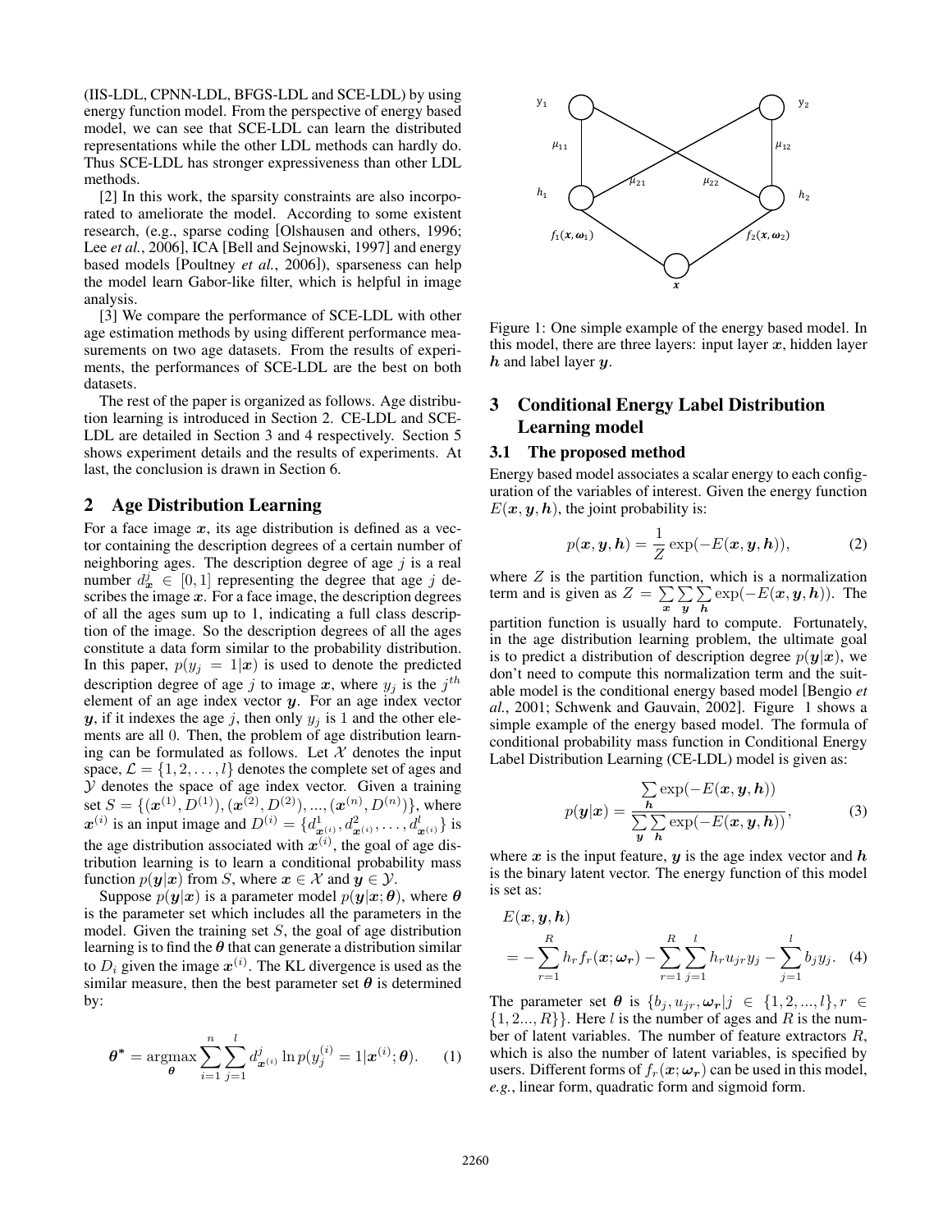(IIS-LDL, CPNN-LDL, BFGS-LDL and SCE-LDL) by using energy function model. From the perspective of energy based model, we can see that SCE-LDL can learn the distributed representations while the other LDL methods can hardly do. Thus SCE-LDL has stronger expressiveness than other LDL methods.

[2] In this work, the sparsity constraints are also incorporated to ameliorate the model. According to some existent research, (e.g., sparse coding [Olshausen and others, 1996; Lee *et al.*, 2006], ICA [Bell and Sejnowski, 1997] and energy based models [Poultney *et al.*, 2006]), sparseness can help the model learn Gabor-like filter, which is helpful in image analysis.

[3] We compare the performance of SCE-LDL with other age estimation methods by using different performance measurements on two age datasets. From the results of experiments, the performances of SCE-LDL are the best on both datasets.

The rest of the paper is organized as follows. Age distribution learning is introduced in Section 2. CE-LDL and SCE-LDL are detailed in Section 3 and 4 respectively. Section 5 shows experiment details and the results of experiments. At last, the conclusion is drawn in Section 6.

## 2 Age Distribution Learning

For a face image $\boldsymbol{x}$, its age distribution is defined as a vector containing the description degrees of a certain number of neighboring ages. The description degree of age $j$ is a real number $d_{\boldsymbol{x}}^j \in [0,1]$ representing the degree that age $j$ describes the image $\boldsymbol{x}$. For a face image, the description degrees of all the ages sum up to 1, indicating a full class description of the image. So the description degrees of all the ages constitute a data form similar to the probability distribution. In this paper, $p(y_j = 1|\boldsymbol{x})$ is used to denote the predicted description degree of age $j$ to image $\boldsymbol{x}$, where $y_j$ is the $j^{th}$ element of an age index vector $\boldsymbol{y}$. For an age index vector $\boldsymbol{y}$, if it indexes the age $j$, then only $y_j$ is 1 and the other elements are all 0. Then, the problem of age distribution learning can be formulated as follows. Let $\mathcal{X}$ denotes the input space, $\mathcal{L} = \{1, 2, \ldots, l\}$ denotes the complete set of ages and $\mathcal{Y}$ denotes the space of age index vector. Given a training set $S = \{(\boldsymbol{x}^{(1)}, D^{(1)}), (\boldsymbol{x}^{(2)}, D^{(2)}), ..., (\boldsymbol{x}^{(n)}, D^{(n)})\}$, where $\boldsymbol{x}^{(i)}$ is an input image and $D^{(i)} = \{d^1_{\boldsymbol{x}^{(i)}}, d^2_{\boldsymbol{x}^{(i)}}, \ldots, d^l_{\boldsymbol{x}^{(i)}}\}$ is the age distribution associated with $\boldsymbol{x}^{(i)}$, the goal of age distribution learning is to learn a conditional probability mass function $p(\boldsymbol{y}|\boldsymbol{x})$ from $S$, where $\boldsymbol{x} \in \mathcal{X}$ and $\boldsymbol{y} \in \mathcal{Y}$.

Suppose $p(\boldsymbol{y}|\boldsymbol{x})$ is a parameter model $p(\boldsymbol{y}|\boldsymbol{x};\boldsymbol{\theta})$, where $\boldsymbol{\theta}$ is the parameter set which includes all the parameters in the model. Given the training set $S$, the goal of age distribution learning is to find the $\boldsymbol{\theta}$ that can generate a distribution similar to $D_i$ given the image $\boldsymbol{x}^{(i)}$. The KL divergence is used as the similar measure, then the best parameter set $\boldsymbol{\theta}$ is determined by:

$$\boldsymbol{\theta}^* = \underset{\boldsymbol{\theta}}{\operatorname{argmax}} \sum_{i=1}^{n} \sum_{j=1}^{l} d^j_{\boldsymbol{x}^{(i)}} \ln p(y_j^{(i)} = 1 | \boldsymbol{x}^{(i)}; \boldsymbol{\theta}). \tag{1}$$

Figure 1: One simple example of the energy based model. In this model, there are three layers: input layer $\boldsymbol{x}$, hidden layer $\boldsymbol{h}$ and label layer $\boldsymbol{y}$.

## 3 Conditional Energy Label Distribution Learning model

### 3.1 The proposed method

Energy based model associates a scalar energy to each configuration of the variables of interest. Given the energy function $E(\boldsymbol{x}, \boldsymbol{y}, \boldsymbol{h})$, the joint probability is:

$$p(\boldsymbol{x}, \boldsymbol{y}, \boldsymbol{h}) = \frac{1}{Z} \exp(-E(\boldsymbol{x}, \boldsymbol{y}, \boldsymbol{h})), \tag{2}$$

where $Z$ is the partition function, which is a normalization term and is given as $Z = \sum_{\boldsymbol{x}} \sum_{\boldsymbol{y}} \sum_{\boldsymbol{h}} \exp(-E(\boldsymbol{x}, \boldsymbol{y}, \boldsymbol{h}))$. The partition function is usually hard to compute. Fortunately, in the age distribution learning problem, the ultimate goal is to predict a distribution of description degree $p(\boldsymbol{y}|\boldsymbol{x})$, we don't need to compute this normalization term and the suitable model is the conditional energy based model [Bengio *et al.*, 2001; Schwenk and Gauvain, 2002]. Figure 1 shows a simple example of the energy based model. The formula of conditional probability mass function in Conditional Energy Label Distribution Learning (CE-LDL) model is given as:

$$p(\boldsymbol{y}|\boldsymbol{x}) = \frac{\sum_{\boldsymbol{h}} \exp(-E(\boldsymbol{x}, \boldsymbol{y}, \boldsymbol{h}))}{\sum_{\boldsymbol{y}} \sum_{\boldsymbol{h}} \exp(-E(\boldsymbol{x}, \boldsymbol{y}, \boldsymbol{h}))}, \tag{3}$$

where $\boldsymbol{x}$ is the input feature, $\boldsymbol{y}$ is the age index vector and $\boldsymbol{h}$ is the binary latent vector. The energy function of this model is set as:

$$\begin{aligned} &E(\boldsymbol{x}, \boldsymbol{y}, \boldsymbol{h}) \\ &= -\sum_{r=1}^{R} h_r f_r(\boldsymbol{x}; \boldsymbol{\omega_r}) - \sum_{r=1}^{R} \sum_{j=1}^{l} h_r u_{jr} y_j - \sum_{j=1}^{l} b_j y_j. \end{aligned} \tag{4}$$

The parameter set $\boldsymbol{\theta}$ is $\{b_j, u_{jr}, \boldsymbol{\omega_r} | j \in \{1, 2, ..., l\}, r \in \{1, 2..., R\}\}$. Here $l$ is the number of ages and $R$ is the number of latent variables. The number of feature extractors $R$, which is also the number of latent variables, is specified by users. Different forms of $f_r(\boldsymbol{x}; \boldsymbol{\omega_r})$ can be used in this model, *e.g.*, linear form, quadratic form and sigmoid form.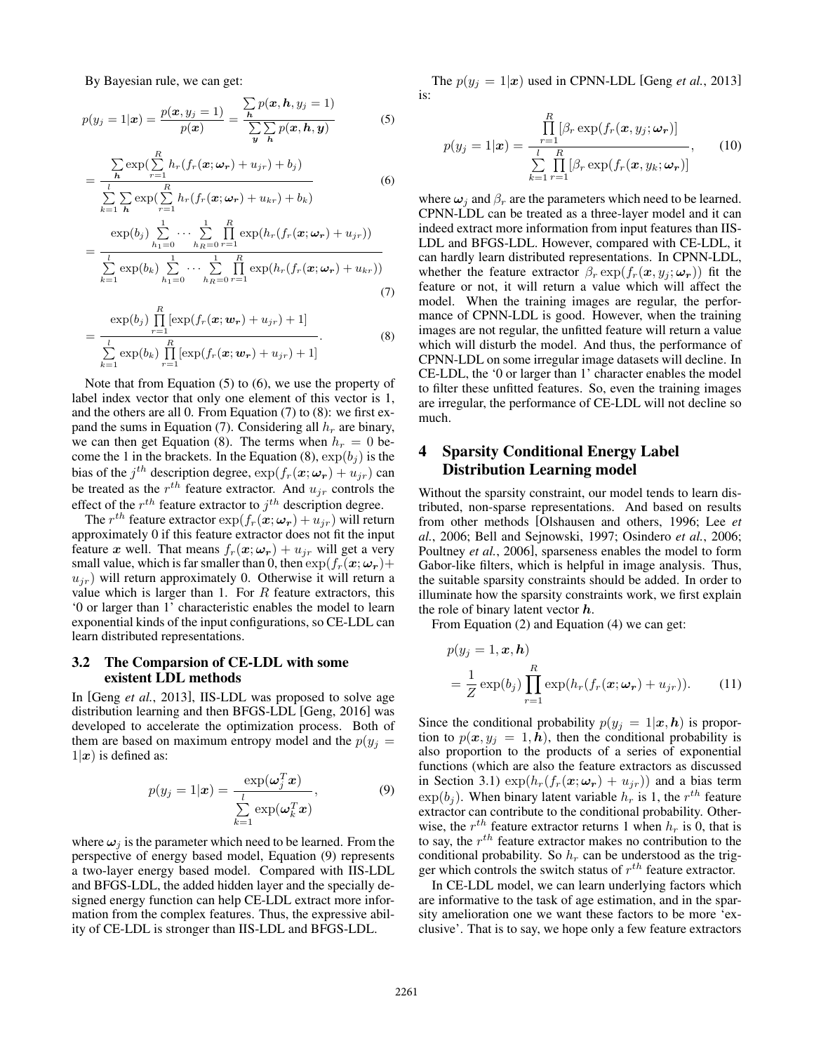By Bayesian rule, we can get:

$$p(y_j = 1|\boldsymbol{x}) = \frac{p(\boldsymbol{x}, y_j = 1)}{p(\boldsymbol{x})} = \frac{\sum_{\boldsymbol{h}} p(\boldsymbol{x}, \boldsymbol{h}, y_j = 1)}{\sum_{\boldsymbol{y}} \sum_{\boldsymbol{h}} p(\boldsymbol{x}, \boldsymbol{h}, \boldsymbol{y})} \tag{5}$$

$$= \frac{\sum_{\boldsymbol{h}} \exp(\sum_{r=1}^{R} h_r(f_r(\boldsymbol{x}; \boldsymbol{\omega_r}) + u_{jr}) + b_j)}{\sum_{k=1}^{l} \sum_{\boldsymbol{h}} \exp(\sum_{r=1}^{R} h_r(f_r(\boldsymbol{x}; \boldsymbol{\omega_r}) + u_{kr}) + b_k)} \tag{6}$$

$$= \frac{\exp(b_j) \sum_{h_1=0}^{1} \cdots \sum_{h_R=0}^{1} \prod_{r=1}^{R} \exp(h_r(f_r(\boldsymbol{x}; \boldsymbol{\omega_r}) + u_{jr}))}{\sum_{k=1}^{l} \exp(b_k) \sum_{h_1=0}^{1} \cdots \sum_{h_R=0}^{1} \prod_{r=1}^{R} \exp(h_r(f_r(\boldsymbol{x}; \boldsymbol{\omega_r}) + u_{kr}))} \tag{7}$$

$$= \frac{\exp(b_j) \prod_{r=1}^{R} [\exp(f_r(\boldsymbol{x}; \boldsymbol{w_r}) + u_{jr}) + 1]}{\sum_{k=1}^{l} \exp(b_k) \prod_{r=1}^{R} [\exp(f_r(\boldsymbol{x}; \boldsymbol{w_r}) + u_{jr}) + 1]}. \tag{8}$$

Note that from Equation (5) to (6), we use the property of label index vector that only one element of this vector is 1, and the others are all 0. From Equation (7) to (8): we first expand the sums in Equation (7). Considering all $h_r$ are binary, we can then get Equation (8). The terms when $h_r = 0$ become the 1 in the brackets. In the Equation (8), $\exp(b_j)$ is the bias of the $j^{th}$ description degree, $\exp(f_r(\boldsymbol{x}; \boldsymbol{\omega_r}) + u_{jr})$ can be treated as the $r^{th}$ feature extractor. And $u_{jr}$ controls the effect of the $r^{th}$ feature extractor to $j^{th}$ description degree.

The $r^{th}$ feature extractor $\exp(f_r(\boldsymbol{x}; \boldsymbol{\omega_r}) + u_{jr})$ will return approximately 0 if this feature extractor does not fit the input feature $\boldsymbol{x}$ well. That means $f_r(\boldsymbol{x}; \boldsymbol{\omega_r}) + u_{jr}$ will get a very small value, which is far smaller than 0, then $\exp(f_r(\boldsymbol{x}; \boldsymbol{\omega_r}) + u_{jr})$ will return approximately 0. Otherwise it will return a value which is larger than 1. For $R$ feature extractors, this '0 or larger than 1' characteristic enables the model to learn exponential kinds of the input configurations, so CE-LDL can learn distributed representations.

### 3.2 The Comparsion of CE-LDL with some existent LDL methods

In [Geng *et al.*, 2013], IIS-LDL was proposed to solve age distribution learning and then BFGS-LDL [Geng, 2016] was developed to accelerate the optimization process. Both of them are based on maximum entropy model and the $p(y_j = 1|\boldsymbol{x})$ is defined as:

$$p(y_j = 1|\boldsymbol{x}) = \frac{\exp(\boldsymbol{\omega}_j^T \boldsymbol{x})}{\sum_{k=1}^{l} \exp(\boldsymbol{\omega}_k^T \boldsymbol{x})}, \tag{9}$$

where $\boldsymbol{\omega}_j$ is the parameter which need to be learned. From the perspective of energy based model, Equation (9) represents a two-layer energy based model. Compared with IIS-LDL and BFGS-LDL, the added hidden layer and the specially designed energy function can help CE-LDL extract more information from the complex features. Thus, the expressive ability of CE-LDL is stronger than IIS-LDL and BFGS-LDL.

The $p(y_j = 1|\boldsymbol{x})$ used in CPNN-LDL [Geng *et al.*, 2013] is:

$$p(y_j = 1|\boldsymbol{x}) = \frac{\prod_{r=1}^{R} [\beta_r \exp(f_r(\boldsymbol{x}, y_j; \boldsymbol{\omega_r})]}{\sum_{k=1}^{l} \prod_{r=1}^{R} [\beta_r \exp(f_r(\boldsymbol{x}, y_k; \boldsymbol{\omega_r})]}, \tag{10}$$

where $\boldsymbol{\omega}_j$ and $\beta_r$ are the parameters which need to be learned. CPNN-LDL can be treated as a three-layer model and it can indeed extract more information from input features than IIS-LDL and BFGS-LDL. However, compared with CE-LDL, it can hardly learn distributed representations. In CPNN-LDL, whether the feature extractor $\beta_r \exp(f_r(\boldsymbol{x}, y_j; \boldsymbol{\omega_r}))$ fit the feature or not, it will return a value which will affect the model. When the training images are regular, the performance of CPNN-LDL is good. However, when the training images are not regular, the unfitted feature will return a value which will disturb the model. And thus, the performance of CPNN-LDL on some irregular image datasets will decline. In CE-LDL, the '0 or larger than 1' character enables the model to filter these unfitted features. So, even the training images are irregular, the performance of CE-LDL will not decline so much.

## 4 Sparsity Conditional Energy Label Distribution Learning model

Without the sparsity constraint, our model tends to learn distributed, non-sparse representations. And based on results from other methods [Olshausen and others, 1996; Lee *et al.*, 2006; Bell and Sejnowski, 1997; Osindero *et al.*, 2006; Poultney *et al.*, 2006], sparseness enables the model to form Gabor-like filters, which is helpful in image analysis. Thus, the suitable sparsity constraints should be added. In order to illuminate how the sparsity constraints work, we first explain the role of binary latent vector $\boldsymbol{h}$.

From Equation (2) and Equation (4) we can get:

$$p(y_j = 1, \boldsymbol{x}, \boldsymbol{h}) = \frac{1}{Z} \exp(b_j) \prod_{r=1}^{R} \exp(h_r(f_r(\boldsymbol{x}; \boldsymbol{\omega_r}) + u_{jr})). \tag{11}$$

Since the conditional probability $p(y_j = 1|\boldsymbol{x}, \boldsymbol{h})$ is proportion to $p(\boldsymbol{x}, y_j = 1, \boldsymbol{h})$, then the conditional probability is also proportion to the products of a series of exponential functions (which are also the feature extractors as discussed in Section 3.1) $\exp(h_r(f_r(\boldsymbol{x}; \boldsymbol{\omega_r}) + u_{jr}))$ and a bias term $\exp(b_j)$. When binary latent variable $h_r$ is 1, the $r^{th}$ feature extractor can contribute to the conditional probability. Otherwise, the $r^{th}$ feature extractor returns 1 when $h_r$ is 0, that is to say, the $r^{th}$ feature extractor makes no contribution to the conditional probability. So $h_r$ can be understood as the trigger which controls the switch status of $r^{th}$ feature extractor.

In CE-LDL model, we can learn underlying factors which are informative to the task of age estimation, and in the sparsity amelioration one we want these factors to be more 'exclusive'. That is to say, we hope only a few feature extractors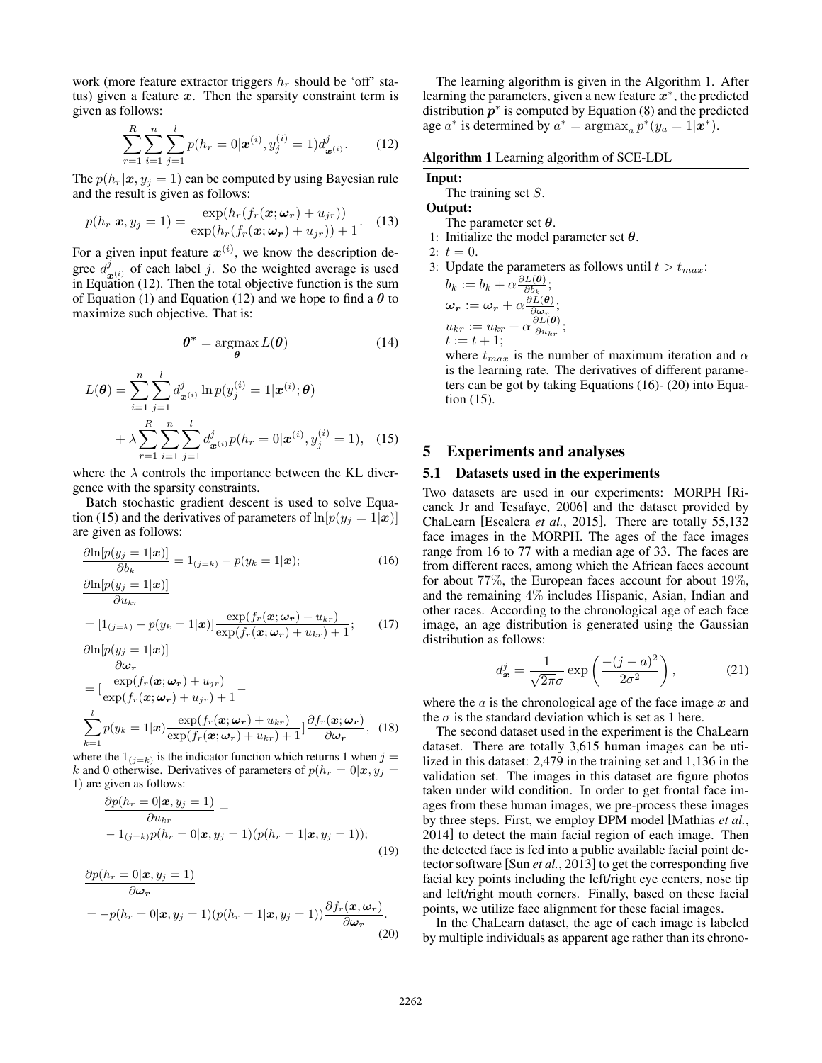work (more feature extractor triggers $h_r$ should be 'off' status) given a feature $\boldsymbol{x}$. Then the sparsity constraint term is given as follows:

$$\sum_{r=1}^{R}\sum_{i=1}^{n}\sum_{j=1}^{l} p(h_r = 0|\boldsymbol{x}^{(i)}, y_j^{(i)} = 1) d_{\boldsymbol{x}^{(i)}}^{j}. \tag{12}$$

The $p(h_r|\boldsymbol{x}, y_j = 1)$ can be computed by using Bayesian rule and the result is given as follows:

$$p(h_r|\boldsymbol{x}, y_j = 1) = \frac{\exp(h_r(f_r(\boldsymbol{x}; \boldsymbol{\omega_r}) + u_{jr}))}{\exp(h_r(f_r(\boldsymbol{x}; \boldsymbol{\omega_r}) + u_{jr})) + 1}. \tag{13}$$

For a given input feature $\boldsymbol{x}^{(i)}$, we know the description degree $d_{\boldsymbol{x}^{(i)}}^{j}$ of each label $j$. So the weighted average is used in Equation (12). Then the total objective function is the sum of Equation (1) and Equation (12) and we hope to find a $\boldsymbol{\theta}$ to maximize such objective. That is:

$$\boldsymbol{\theta}^* = \underset{\boldsymbol{\theta}}{\operatorname{argmax}}\, L(\boldsymbol{\theta}) \tag{14}$$

$$L(\boldsymbol{\theta}) = \sum_{i=1}^{n}\sum_{j=1}^{l} d_{\boldsymbol{x}^{(i)}}^{j} \ln p(y_j^{(i)} = 1|\boldsymbol{x}^{(i)}; \boldsymbol{\theta}) + \lambda \sum_{r=1}^{R}\sum_{i=1}^{n}\sum_{j=1}^{l} d_{\boldsymbol{x}^{(i)}}^{j} p(h_r = 0|\boldsymbol{x}^{(i)}, y_j^{(i)} = 1), \tag{15}$$

where the $\lambda$ controls the importance between the KL divergence with the sparsity constraints.

Batch stochastic gradient descent is used to solve Equation (15) and the derivatives of parameters of $\ln[p(y_j = 1|\boldsymbol{x})]$ are given as follows:

$$\frac{\partial \ln[p(y_j = 1|\boldsymbol{x})]}{\partial b_k} = 1_{(j=k)} - p(y_k = 1|\boldsymbol{x}); \tag{16}$$

$$\frac{\partial \ln[p(y_j = 1|\boldsymbol{x})]}{\partial u_{kr}} = [1_{(j=k)} - p(y_k = 1|\boldsymbol{x})]\frac{\exp(f_r(\boldsymbol{x}; \boldsymbol{\omega_r}) + u_{kr})}{\exp(f_r(\boldsymbol{x}; \boldsymbol{\omega_r}) + u_{kr}) + 1}; \tag{17}$$

$$\frac{\partial \ln[p(y_j = 1|\boldsymbol{x})]}{\partial \boldsymbol{\omega_r}} = [\frac{\exp(f_r(\boldsymbol{x}; \boldsymbol{\omega_r}) + u_{jr})}{\exp(f_r(\boldsymbol{x}; \boldsymbol{\omega_r}) + u_{jr}) + 1} - \sum_{k=1}^{l} p(y_k = 1|\boldsymbol{x})\frac{\exp(f_r(\boldsymbol{x}; \boldsymbol{\omega_r}) + u_{kr})}{\exp(f_r(\boldsymbol{x}; \boldsymbol{\omega_r}) + u_{kr}) + 1}]\frac{\partial f_r(\boldsymbol{x}; \boldsymbol{\omega_r})}{\partial \boldsymbol{\omega_r}}, \tag{18}$$

where the $1_{(j=k)}$ is the indicator function which returns 1 when $j = k$ and 0 otherwise. Derivatives of parameters of $p(h_r = 0|\boldsymbol{x}, y_j = 1)$ are given as follows:

$$\frac{\partial p(h_r = 0|\boldsymbol{x}, y_j = 1)}{\partial u_{kr}} = -1_{(j=k)} p(h_r = 0|\boldsymbol{x}, y_j = 1)(p(h_r = 1|\boldsymbol{x}, y_j = 1)); \tag{19}$$

$$\frac{\partial p(h_r = 0|\boldsymbol{x}, y_j = 1)}{\partial \boldsymbol{\omega_r}} = -p(h_r = 0|\boldsymbol{x}, y_j = 1)(p(h_r = 1|\boldsymbol{x}, y_j = 1))\frac{\partial f_r(\boldsymbol{x}, \boldsymbol{\omega_r})}{\partial \boldsymbol{\omega_r}}. \tag{20}$$

The learning algorithm is given in the Algorithm 1. After learning the parameters, given a new feature $\boldsymbol{x}^*$, the predicted distribution $\boldsymbol{p}^*$ is computed by Equation (8) and the predicted age $a^*$ is determined by $a^* = \operatorname{argmax}_a p^*(y_a = 1|\boldsymbol{x}^*)$.

**Algorithm 1** Learning algorithm of SCE-LDL

**Input:**
The training set $S$.

**Output:**
The parameter set $\boldsymbol{\theta}$.

1: Initialize the model parameter set $\boldsymbol{\theta}$.
2: $t = 0$.
3: Update the parameters as follows until $t > t_{max}$:
$b_k := b_k + \alpha \frac{\partial L(\boldsymbol{\theta})}{\partial b_k}$;
$\boldsymbol{\omega_r} := \boldsymbol{\omega_r} + \alpha \frac{\partial L(\boldsymbol{\theta})}{\partial \boldsymbol{\omega_r}}$;
$u_{kr} := u_{kr} + \alpha \frac{\partial L(\boldsymbol{\theta})}{\partial u_{kr}}$;
$t := t + 1$;
where $t_{max}$ is the number of maximum iteration and $\alpha$ is the learning rate. The derivatives of different parameters can be got by taking Equations (16)- (20) into Equation (15).

## 5 Experiments and analyses

### 5.1 Datasets used in the experiments

Two datasets are used in our experiments: MORPH [Ricanek Jr and Tesafaye, 2006] and the dataset provided by ChaLearn [Escalera *et al.*, 2015]. There are totally 55,132 face images in the MORPH. The ages of the face images range from 16 to 77 with a median age of 33. The faces are from different races, among which the African faces account for about 77%, the European faces account for about 19%, and the remaining 4% includes Hispanic, Asian, Indian and other races. According to the chronological age of each face image, an age distribution is generated using the Gaussian distribution as follows:

$$d_{\boldsymbol{x}}^{j} = \frac{1}{\sqrt{2\pi}\sigma} \exp\left(\frac{-(j-a)^2}{2\sigma^2}\right), \tag{21}$$

where the $a$ is the chronological age of the face image $\boldsymbol{x}$ and the $\sigma$ is the standard deviation which is set as 1 here.

The second dataset used in the experiment is the ChaLearn dataset. There are totally 3,615 human images can be utilized in this dataset: 2,479 in the training set and 1,136 in the validation set. The images in this dataset are figure photos taken under wild condition. In order to get frontal face images from these human images, we pre-process these images by three steps. First, we employ DPM model [Mathias *et al.*, 2014] to detect the main facial region of each image. Then the detected face is fed into a public available facial point detector software [Sun *et al.*, 2013] to get the corresponding five facial key points including the left/right eye centers, nose tip and left/right mouth corners. Finally, based on these facial points, we utilize face alignment for these facial images.

In the ChaLearn dataset, the age of each image is labeled by multiple individuals as apparent age rather than its chrono-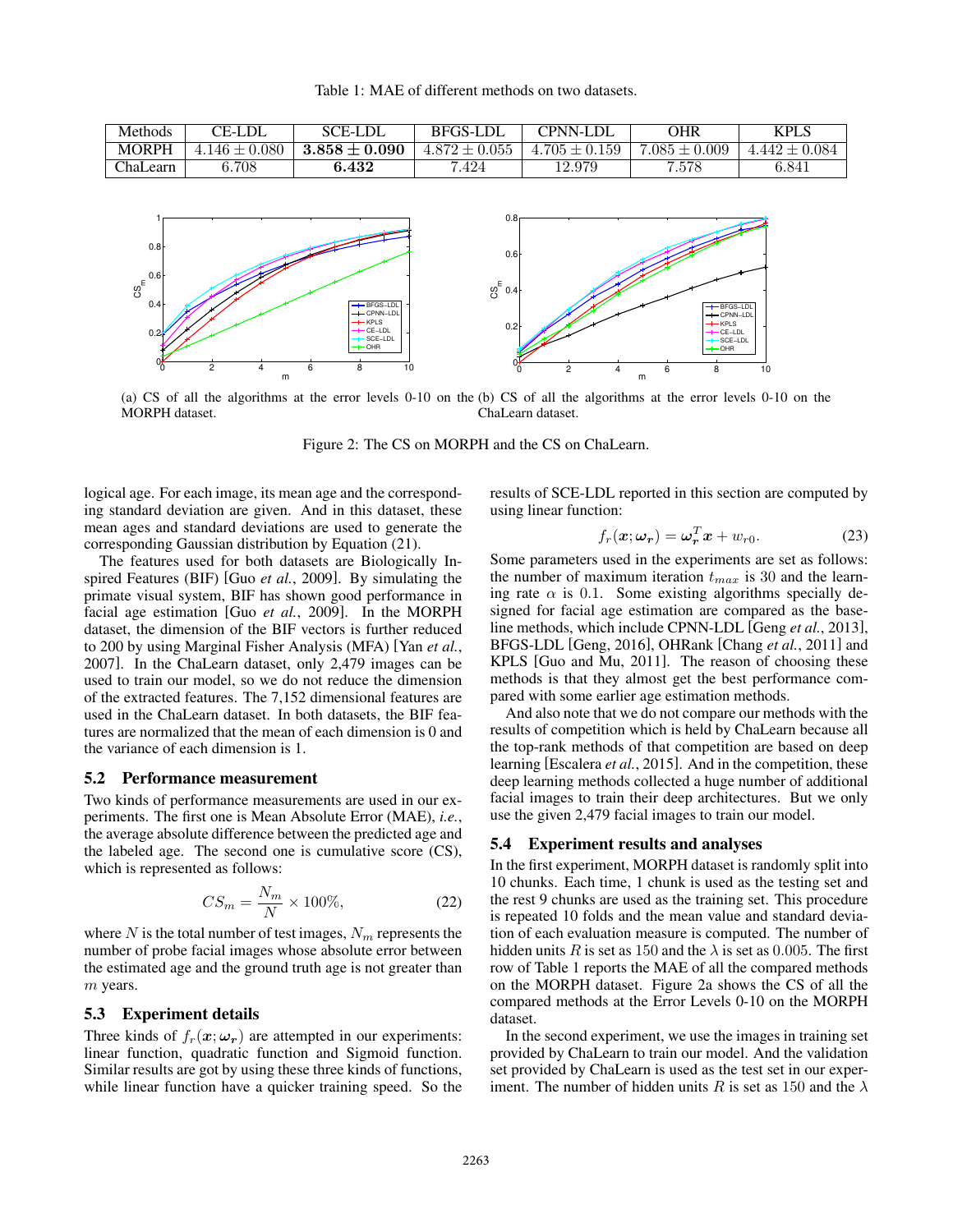Table 1: MAE of different methods on two datasets.

| Methods | CE-LDL | SCE-LDL | BFGS-LDL | CPNN-LDL | OHR | KPLS |
|---|---|---|---|---|---|---|
| MORPH | $4.146 \pm 0.080$ | $\mathbf{3.858 \pm 0.090}$ | $4.872 \pm 0.055$ | $4.705 \pm 0.159$ | $7.085 \pm 0.009$ | $4.442 \pm 0.084$ |
| ChaLearn | 6.708 | **6.432** | 7.424 | 12.979 | 7.578 | 6.841 |

(a) CS of all the algorithms at the error levels 0-10 on the MORPH dataset.

(b) CS of all the algorithms at the error levels 0-10 on the ChaLearn dataset.

Figure 2: The CS on MORPH and the CS on ChaLearn.

logical age. For each image, its mean age and the corresponding standard deviation are given. And in this dataset, these mean ages and standard deviations are used to generate the corresponding Gaussian distribution by Equation (21).

The features used for both datasets are Biologically Inspired Features (BIF) [Guo *et al.*, 2009]. By simulating the primate visual system, BIF has shown good performance in facial age estimation [Guo *et al.*, 2009]. In the MORPH dataset, the dimension of the BIF vectors is further reduced to 200 by using Marginal Fisher Analysis (MFA) [Yan *et al.*, 2007]. In the ChaLearn dataset, only 2,479 images can be used to train our model, so we do not reduce the dimension of the extracted features. The 7,152 dimensional features are used in the ChaLearn dataset. In both datasets, the BIF features are normalized that the mean of each dimension is 0 and the variance of each dimension is 1.

### 5.2 Performance measurement

Two kinds of performance measurements are used in our experiments. The first one is Mean Absolute Error (MAE), *i.e.*, the average absolute difference between the predicted age and the labeled age. The second one is cumulative score (CS), which is represented as follows:

$$CS_m = \frac{N_m}{N} \times 100\%, \tag{22}$$

where $N$ is the total number of test images, $N_m$ represents the number of probe facial images whose absolute error between the estimated age and the ground truth age is not greater than $m$ years.

### 5.3 Experiment details

Three kinds of $f_r(\boldsymbol{x}; \boldsymbol{\omega_r})$ are attempted in our experiments: linear function, quadratic function and Sigmoid function. Similar results are got by using these three kinds of functions, while linear function have a quicker training speed. So the results of SCE-LDL reported in this section are computed by using linear function:

$$f_r(\boldsymbol{x}; \boldsymbol{\omega_r}) = \boldsymbol{\omega_r}^T \boldsymbol{x} + w_{r0}. \tag{23}$$

Some parameters used in the experiments are set as follows: the number of maximum iteration $t_{max}$ is 30 and the learning rate $\alpha$ is 0.1. Some existing algorithms specially designed for facial age estimation are compared as the baseline methods, which include CPNN-LDL [Geng *et al.*, 2013], BFGS-LDL [Geng, 2016], OHRank [Chang *et al.*, 2011] and KPLS [Guo and Mu, 2011]. The reason of choosing these methods is that they almost get the best performance compared with some earlier age estimation methods.

And also note that we do not compare our methods with the results of competition which is held by ChaLearn because all the top-rank methods of that competition are based on deep learning [Escalera *et al.*, 2015]. And in the competition, these deep learning methods collected a huge number of additional facial images to train their deep architectures. But we only use the given 2,479 facial images to train our model.

### 5.4 Experiment results and analyses

In the first experiment, MORPH dataset is randomly split into 10 chunks. Each time, 1 chunk is used as the testing set and the rest 9 chunks are used as the training set. This procedure is repeated 10 folds and the mean value and standard deviation of each evaluation measure is computed. The number of hidden units $R$ is set as 150 and the $\lambda$ is set as 0.005. The first row of Table 1 reports the MAE of all the compared methods on the MORPH dataset. Figure 2a shows the CS of all the compared methods at the Error Levels 0-10 on the MORPH dataset.

In the second experiment, we use the images in training set provided by ChaLearn to train our model. And the validation set provided by ChaLearn is used as the test set in our experiment. The number of hidden units $R$ is set as 150 and the $\lambda$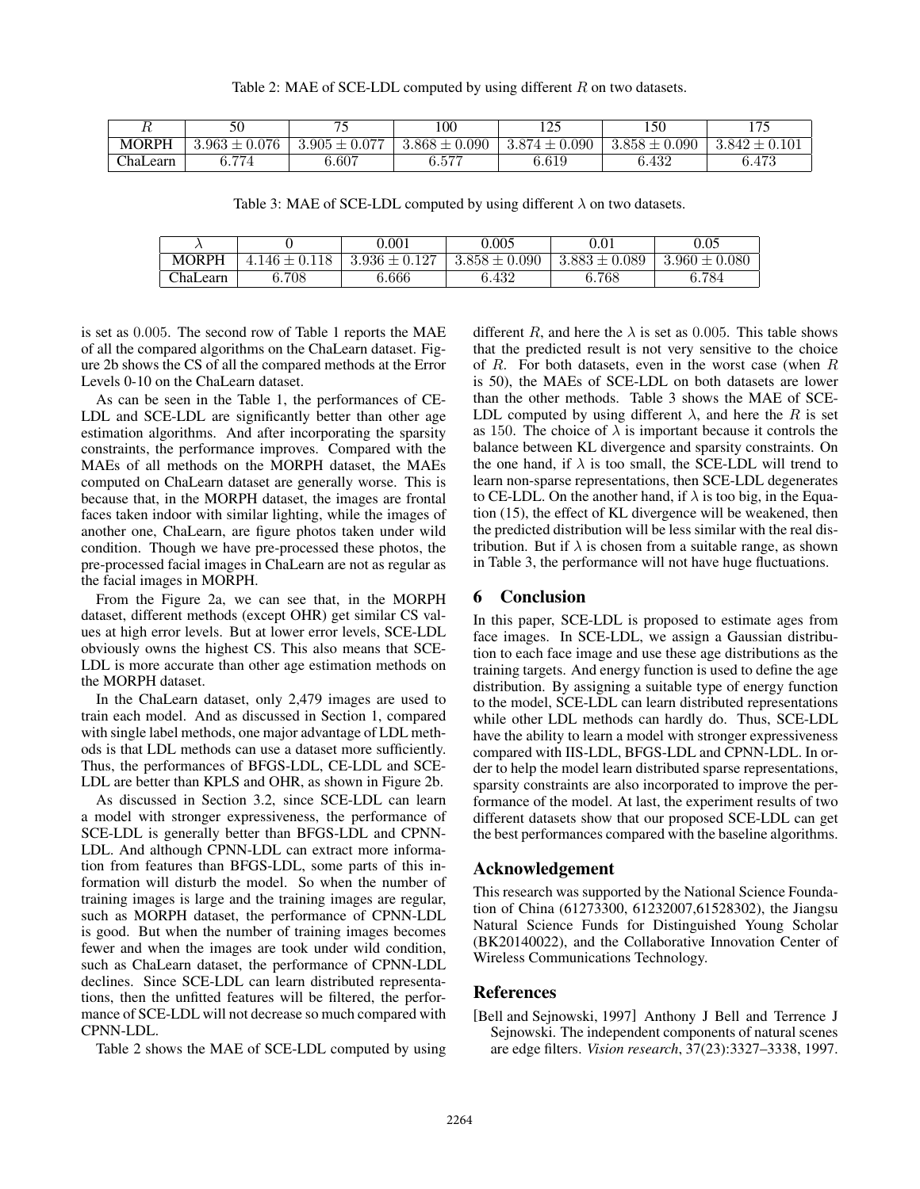Table 2: MAE of SCE-LDL computed by using different $R$ on two datasets.

| $R$ | 50 | 75 | 100 | 125 | 150 | 175 |
|---|---|---|---|---|---|---|
| MORPH | $3.963 \pm 0.076$ | $3.905 \pm 0.077$ | $3.868 \pm 0.090$ | $3.874 \pm 0.090$ | $3.858 \pm 0.090$ | $3.842 \pm 0.101$ |
| ChaLearn | 6.774 | 6.607 | 6.577 | 6.619 | 6.432 | 6.473 |

Table 3: MAE of SCE-LDL computed by using different $\lambda$ on two datasets.

| $\lambda$ | 0 | 0.001 | 0.005 | 0.01 | 0.05 |
|---|---|---|---|---|---|
| MORPH | $4.146 \pm 0.118$ | $3.936 \pm 0.127$ | $3.858 \pm 0.090$ | $3.883 \pm 0.089$ | $3.960 \pm 0.080$ |
| ChaLearn | 6.708 | 6.666 | 6.432 | 6.768 | 6.784 |

is set as 0.005. The second row of Table 1 reports the MAE of all the compared algorithms on the ChaLearn dataset. Figure 2b shows the CS of all the compared methods at the Error Levels 0-10 on the ChaLearn dataset.

As can be seen in the Table 1, the performances of CE-LDL and SCE-LDL are significantly better than other age estimation algorithms. And after incorporating the sparsity constraints, the performance improves. Compared with the MAEs of all methods on the MORPH dataset, the MAEs computed on ChaLearn dataset are generally worse. This is because that, in the MORPH dataset, the images are frontal faces taken indoor with similar lighting, while the images of another one, ChaLearn, are figure photos taken under wild condition. Though we have pre-processed these photos, the pre-processed facial images in ChaLearn are not as regular as the facial images in MORPH.

From the Figure 2a, we can see that, in the MORPH dataset, different methods (except OHR) get similar CS values at high error levels. But at lower error levels, SCE-LDL obviously owns the highest CS. This also means that SCE-LDL is more accurate than other age estimation methods on the MORPH dataset.

In the ChaLearn dataset, only 2,479 images are used to train each model. And as discussed in Section 1, compared with single label methods, one major advantage of LDL methods is that LDL methods can use a dataset more sufficiently. Thus, the performances of BFGS-LDL, CE-LDL and SCE-LDL are better than KPLS and OHR, as shown in Figure 2b.

As discussed in Section 3.2, since SCE-LDL can learn a model with stronger expressiveness, the performance of SCE-LDL is generally better than BFGS-LDL and CPNN-LDL. And although CPNN-LDL can extract more information from features than BFGS-LDL, some parts of this information will disturb the model. So when the number of training images is large and the training images are regular, such as MORPH dataset, the performance of CPNN-LDL is good. But when the number of training images becomes fewer and when the images are took under wild condition, such as ChaLearn dataset, the performance of CPNN-LDL declines. Since SCE-LDL can learn distributed representations, then the unfitted features will be filtered, the performance of SCE-LDL will not decrease so much compared with CPNN-LDL.

Table 2 shows the MAE of SCE-LDL computed by using different $R$, and here the $\lambda$ is set as 0.005. This table shows that the predicted result is not very sensitive to the choice of $R$. For both datasets, even in the worst case (when $R$ is 50), the MAEs of SCE-LDL on both datasets are lower than the other methods. Table 3 shows the MAE of SCE-LDL computed by using different $\lambda$, and here the $R$ is set as 150. The choice of $\lambda$ is important because it controls the balance between KL divergence and sparsity constraints. On the one hand, if $\lambda$ is too small, the SCE-LDL will trend to learn non-sparse representations, then SCE-LDL degenerates to CE-LDL. On the another hand, if $\lambda$ is too big, in the Equation (15), the effect of KL divergence will be weakened, then the predicted distribution will be less similar with the real distribution. But if $\lambda$ is chosen from a suitable range, as shown in Table 3, the performance will not have huge fluctuations.

## 6 Conclusion

In this paper, SCE-LDL is proposed to estimate ages from face images. In SCE-LDL, we assign a Gaussian distribution to each face image and use these age distributions as the training targets. And energy function is used to define the age distribution. By assigning a suitable type of energy function to the model, SCE-LDL can learn distributed representations while other LDL methods can hardly do. Thus, SCE-LDL have the ability to learn a model with stronger expressiveness compared with IIS-LDL, BFGS-LDL and CPNN-LDL. In order to help the model learn distributed sparse representations, sparsity constraints are also incorporated to improve the performance of the model. At last, the experiment results of two different datasets show that our proposed SCE-LDL can get the best performances compared with the baseline algorithms.

## Acknowledgement

This research was supported by the National Science Foundation of China (61273300, 61232007,61528302), the Jiangsu Natural Science Funds for Distinguished Young Scholar (BK20140022), and the Collaborative Innovation Center of Wireless Communications Technology.

## References

[Bell and Sejnowski, 1997] Anthony J Bell and Terrence J Sejnowski. The independent components of natural scenes are edge filters. *Vision research*, 37(23):3327–3338, 1997.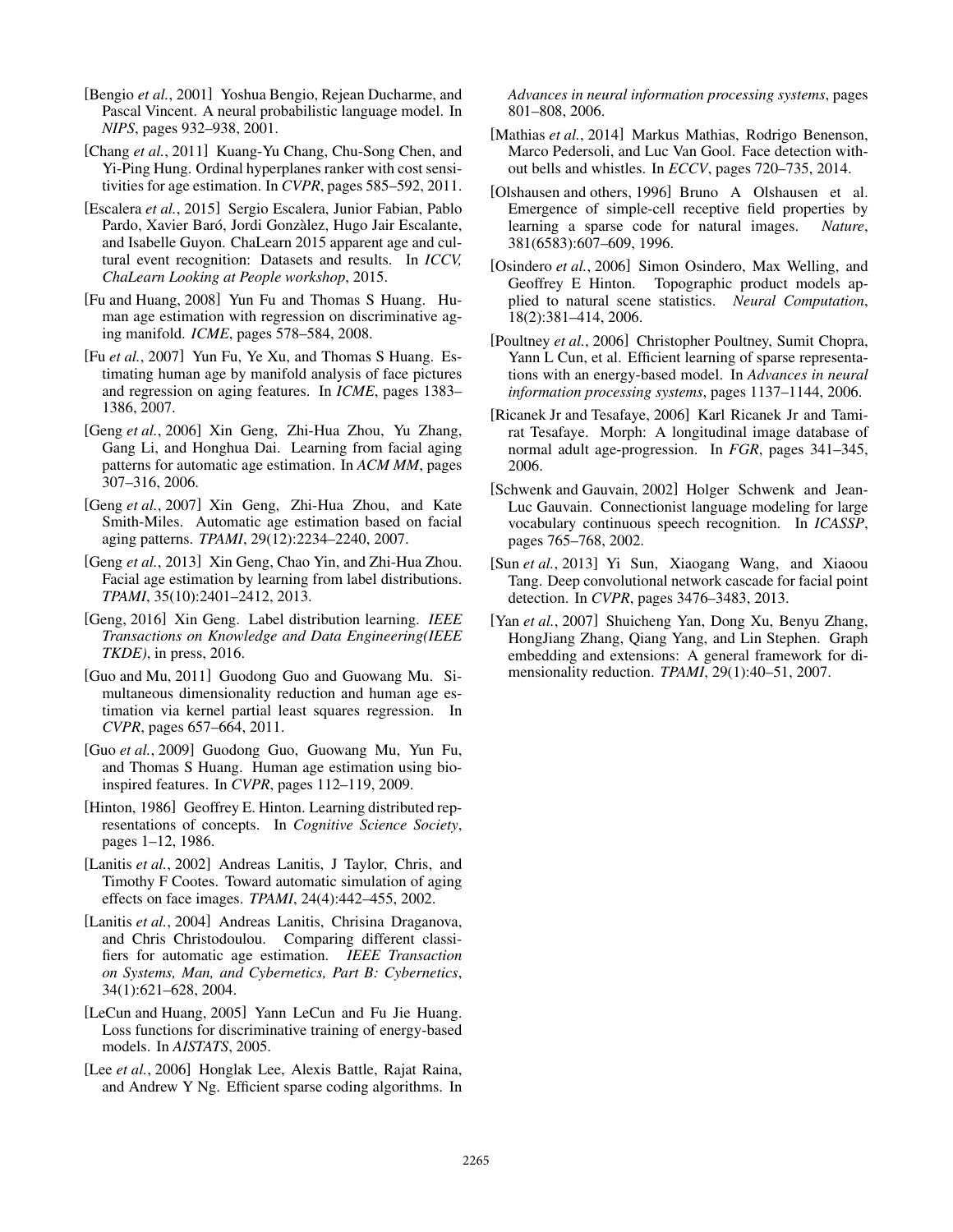[Bengio *et al.*, 2001] Yoshua Bengio, Rejean Ducharme, and Pascal Vincent. A neural probabilistic language model. In *NIPS*, pages 932–938, 2001.

[Chang *et al.*, 2011] Kuang-Yu Chang, Chu-Song Chen, and Yi-Ping Hung. Ordinal hyperplanes ranker with cost sensitivities for age estimation. In *CVPR*, pages 585–592, 2011.

[Escalera *et al.*, 2015] Sergio Escalera, Junior Fabian, Pablo Pardo, Xavier Baró, Jordi Gonzàlez, Hugo Jair Escalante, and Isabelle Guyon. ChaLearn 2015 apparent age and cultural event recognition: Datasets and results. In *ICCV, ChaLearn Looking at People workshop*, 2015.

[Fu and Huang, 2008] Yun Fu and Thomas S Huang. Human age estimation with regression on discriminative aging manifold. *ICME*, pages 578–584, 2008.

[Fu *et al.*, 2007] Yun Fu, Ye Xu, and Thomas S Huang. Estimating human age by manifold analysis of face pictures and regression on aging features. In *ICME*, pages 1383–1386, 2007.

[Geng *et al.*, 2006] Xin Geng, Zhi-Hua Zhou, Yu Zhang, Gang Li, and Honghua Dai. Learning from facial aging patterns for automatic age estimation. In *ACM MM*, pages 307–316, 2006.

[Geng *et al.*, 2007] Xin Geng, Zhi-Hua Zhou, and Kate Smith-Miles. Automatic age estimation based on facial aging patterns. *TPAMI*, 29(12):2234–2240, 2007.

[Geng *et al.*, 2013] Xin Geng, Chao Yin, and Zhi-Hua Zhou. Facial age estimation by learning from label distributions. *TPAMI*, 35(10):2401–2412, 2013.

[Geng, 2016] Xin Geng. Label distribution learning. *IEEE Transactions on Knowledge and Data Engineering(IEEE TKDE)*, in press, 2016.

[Guo and Mu, 2011] Guodong Guo and Guowang Mu. Simultaneous dimensionality reduction and human age estimation via kernel partial least squares regression. In *CVPR*, pages 657–664, 2011.

[Guo *et al.*, 2009] Guodong Guo, Guowang Mu, Yun Fu, and Thomas S Huang. Human age estimation using bio-inspired features. In *CVPR*, pages 112–119, 2009.

[Hinton, 1986] Geoffrey E. Hinton. Learning distributed representations of concepts. In *Cognitive Science Society*, pages 1–12, 1986.

[Lanitis *et al.*, 2002] Andreas Lanitis, J Taylor, Chris, and Timothy F Cootes. Toward automatic simulation of aging effects on face images. *TPAMI*, 24(4):442–455, 2002.

[Lanitis *et al.*, 2004] Andreas Lanitis, Chrisina Draganova, and Chris Christodoulou. Comparing different classifiers for automatic age estimation. *IEEE Transaction on Systems, Man, and Cybernetics, Part B: Cybernetics*, 34(1):621–628, 2004.

[LeCun and Huang, 2005] Yann LeCun and Fu Jie Huang. Loss functions for discriminative training of energy-based models. In *AISTATS*, 2005.

[Lee *et al.*, 2006] Honglak Lee, Alexis Battle, Rajat Raina, and Andrew Y Ng. Efficient sparse coding algorithms. In *Advances in neural information processing systems*, pages 801–808, 2006.

[Mathias *et al.*, 2014] Markus Mathias, Rodrigo Benenson, Marco Pedersoli, and Luc Van Gool. Face detection without bells and whistles. In *ECCV*, pages 720–735, 2014.

[Olshausen and others, 1996] Bruno A Olshausen et al. Emergence of simple-cell receptive field properties by learning a sparse code for natural images. *Nature*, 381(6583):607–609, 1996.

[Osindero *et al.*, 2006] Simon Osindero, Max Welling, and Geoffrey E Hinton. Topographic product models applied to natural scene statistics. *Neural Computation*, 18(2):381–414, 2006.

[Poultney *et al.*, 2006] Christopher Poultney, Sumit Chopra, Yann L Cun, et al. Efficient learning of sparse representations with an energy-based model. In *Advances in neural information processing systems*, pages 1137–1144, 2006.

[Ricanek Jr and Tesafaye, 2006] Karl Ricanek Jr and Tamirat Tesafaye. Morph: A longitudinal image database of normal adult age-progression. In *FGR*, pages 341–345, 2006.

[Schwenk and Gauvain, 2002] Holger Schwenk and Jean-Luc Gauvain. Connectionist language modeling for large vocabulary continuous speech recognition. In *ICASSP*, pages 765–768, 2002.

[Sun *et al.*, 2013] Yi Sun, Xiaogang Wang, and Xiaoou Tang. Deep convolutional network cascade for facial point detection. In *CVPR*, pages 3476–3483, 2013.

[Yan *et al.*, 2007] Shuicheng Yan, Dong Xu, Benyu Zhang, HongJiang Zhang, Qiang Yang, and Lin Stephen. Graph embedding and extensions: A general framework for dimensionality reduction. *TPAMI*, 29(1):40–51, 2007.